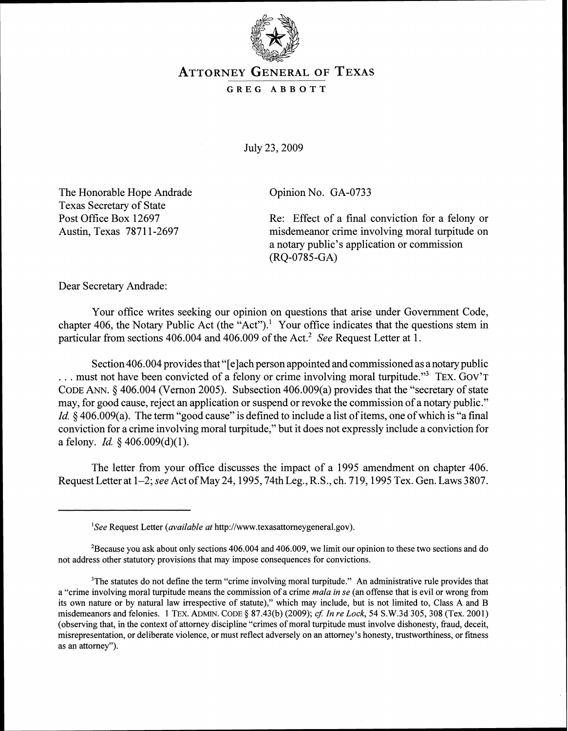# ATTORNEY GENERAL OF TEXAS

**GREG ABBOTT**

July 23, 2009

The Honorable Hope Andrade
Texas Secretary of State
Post Office Box 12697
Austin, Texas 78711-2697

Opinion No. GA-0733

Re: Effect of a final conviction for a felony or misdemeanor crime involving moral turpitude on a notary public's application or commission (RQ-0785-GA)

Dear Secretary Andrade:

Your office writes seeking our opinion on questions that arise under Government Code, chapter 406, the Notary Public Act (the "Act").[1] Your office indicates that the questions stem in particular from sections 406.004 and 406.009 of the Act.[2] *See* Request Letter at 1.

Section 406.004 provides that "[e]ach person appointed and commissioned as a notary public . . . must not have been convicted of a felony or crime involving moral turpitude."[3] TEX. GOV'T CODE ANN. § 406.004 (Vernon 2005). Subsection 406.009(a) provides that the "secretary of state may, for good cause, reject an application or suspend or revoke the commission of a notary public." *Id.* § 406.009(a). The term "good cause" is defined to include a list of items, one of which is "a final conviction for a crime involving moral turpitude," but it does not expressly include a conviction for a felony. *Id.* § 406.009(d)(1).

The letter from your office discusses the impact of a 1995 amendment on chapter 406. Request Letter at 1–2; *see* Act of May 24, 1995, 74th Leg., R.S., ch. 719, 1995 Tex. Gen. Laws 3807.

---

[1] *See* Request Letter (*available at* http://www.texasattorneygeneral.gov).

[2] Because you ask about only sections 406.004 and 406.009, we limit our opinion to these two sections and do not address other statutory provisions that may impose consequences for convictions.

[3] The statutes do not define the term "crime involving moral turpitude." An administrative rule provides that a "crime involving moral turpitude means the commission of a crime *mala in se* (an offense that is evil or wrong from its own nature or by natural law irrespective of statute)," which may include, but is not limited to, Class A and B misdemeanors and felonies. 1 TEX. ADMIN. CODE § 87.43(b) (2009); *cf. In re Lock*, 54 S.W.3d 305, 308 (Tex. 2001) (observing that, in the context of attorney discipline "crimes of moral turpitude must involve dishonesty, fraud, deceit, misrepresentation, or deliberate violence, or must reflect adversely on an attorney's honesty, trustworthiness, or fitness as an attorney").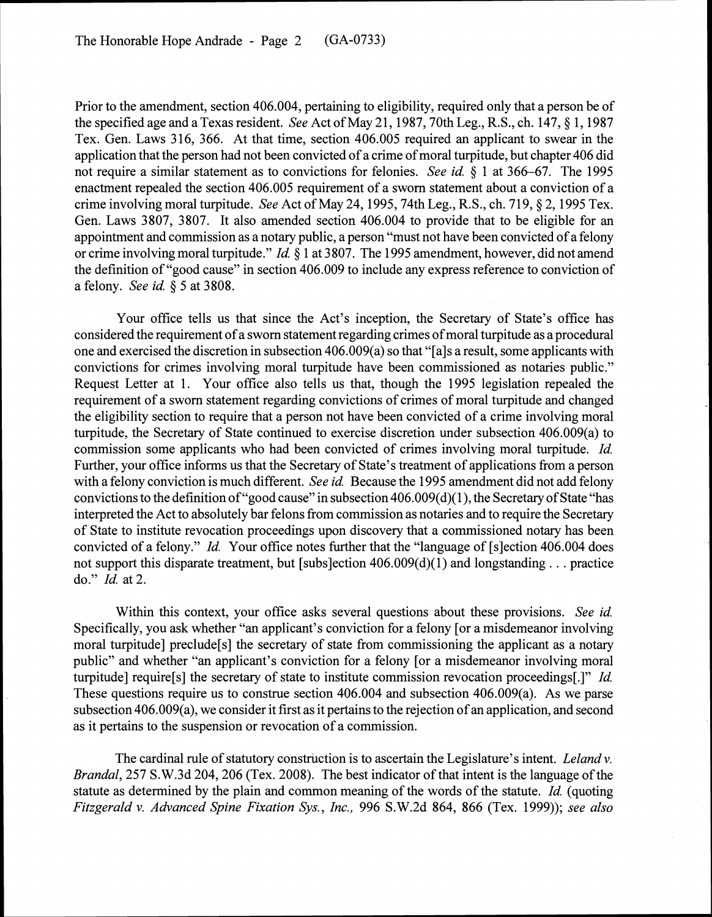Prior to the amendment, section 406.004, pertaining to eligibility, required only that a person be of the specified age and a Texas resident. *See* Act of May 21, 1987, 70th Leg., R.S., ch. 147, § 1, 1987 Tex. Gen. Laws 316, 366. At that time, section 406.005 required an applicant to swear in the application that the person had not been convicted of a crime of moral turpitude, but chapter 406 did not require a similar statement as to convictions for felonies. *See id.* § 1 at 366–67. The 1995 enactment repealed the section 406.005 requirement of a sworn statement about a conviction of a crime involving moral turpitude. *See* Act of May 24, 1995, 74th Leg., R.S., ch. 719, § 2, 1995 Tex. Gen. Laws 3807, 3807. It also amended section 406.004 to provide that to be eligible for an appointment and commission as a notary public, a person "must not have been convicted of a felony or crime involving moral turpitude." *Id.* § 1 at 3807. The 1995 amendment, however, did not amend the definition of "good cause" in section 406.009 to include any express reference to conviction of a felony. *See id.* § 5 at 3808.

Your office tells us that since the Act's inception, the Secretary of State's office has considered the requirement of a sworn statement regarding crimes of moral turpitude as a procedural one and exercised the discretion in subsection 406.009(a) so that "[a]s a result, some applicants with convictions for crimes involving moral turpitude have been commissioned as notaries public." Request Letter at 1. Your office also tells us that, though the 1995 legislation repealed the requirement of a sworn statement regarding convictions of crimes of moral turpitude and changed the eligibility section to require that a person not have been convicted of a crime involving moral turpitude, the Secretary of State continued to exercise discretion under subsection 406.009(a) to commission some applicants who had been convicted of crimes involving moral turpitude. *Id.* Further, your office informs us that the Secretary of State's treatment of applications from a person with a felony conviction is much different. *See id.* Because the 1995 amendment did not add felony convictions to the definition of "good cause" in subsection 406.009(d)(1), the Secretary of State "has interpreted the Act to absolutely bar felons from commission as notaries and to require the Secretary of State to institute revocation proceedings upon discovery that a commissioned notary has been convicted of a felony." *Id.* Your office notes further that the "language of [s]ection 406.004 does not support this disparate treatment, but [subs]ection 406.009(d)(1) and longstanding . . . practice do." *Id.* at 2.

Within this context, your office asks several questions about these provisions. *See id.* Specifically, you ask whether "an applicant's conviction for a felony [or a misdemeanor involving moral turpitude] preclude[s] the secretary of state from commissioning the applicant as a notary public" and whether "an applicant's conviction for a felony [or a misdemeanor involving moral turpitude] require[s] the secretary of state to institute commission revocation proceedings[.]" *Id.* These questions require us to construe section 406.004 and subsection 406.009(a). As we parse subsection 406.009(a), we consider it first as it pertains to the rejection of an application, and second as it pertains to the suspension or revocation of a commission.

The cardinal rule of statutory construction is to ascertain the Legislature's intent. *Leland v. Brandal*, 257 S.W.3d 204, 206 (Tex. 2008). The best indicator of that intent is the language of the statute as determined by the plain and common meaning of the words of the statute. *Id.* (quoting *Fitzgerald v. Advanced Spine Fixation Sys., Inc.*, 996 S.W.2d 864, 866 (Tex. 1999)); *see also*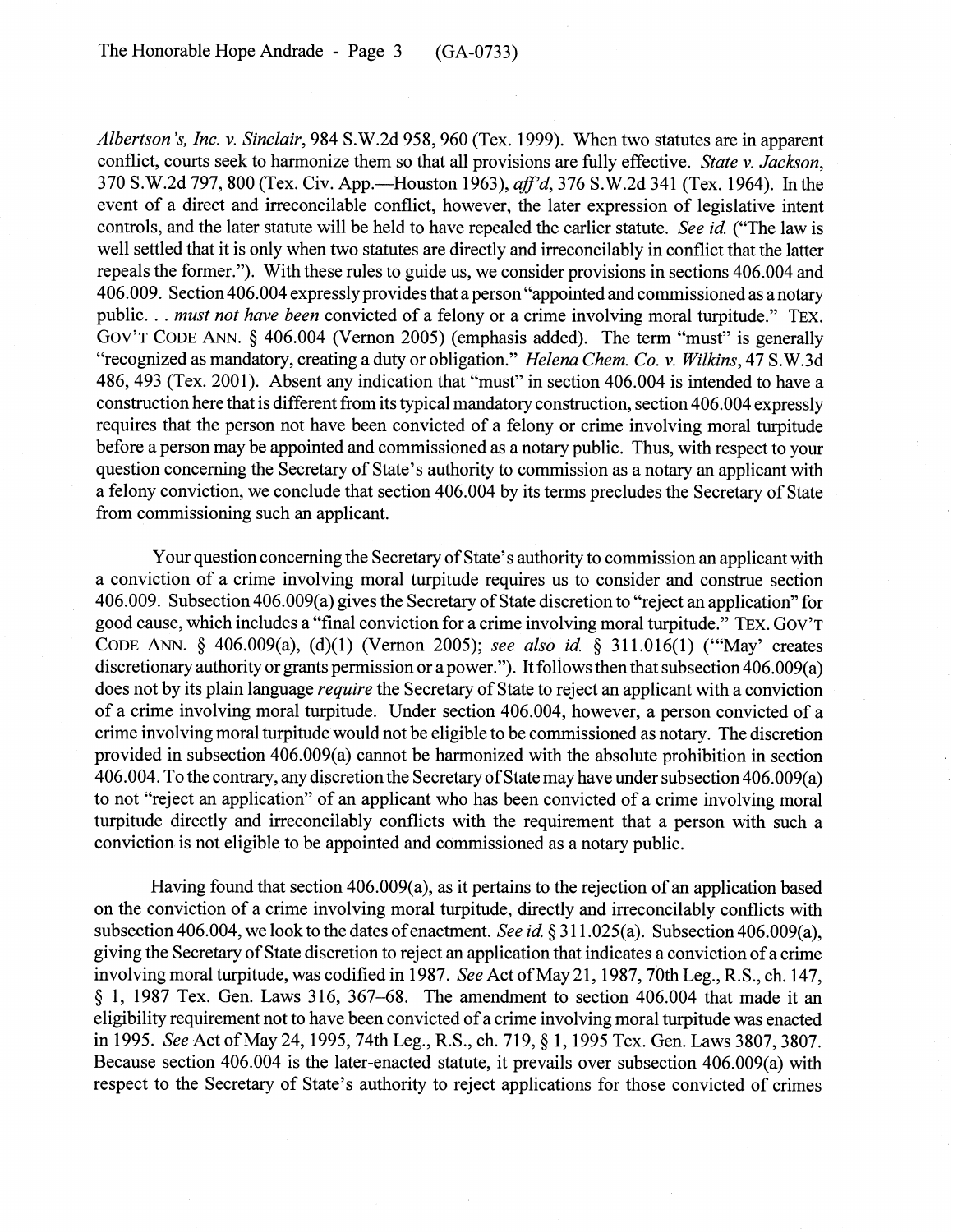*Albertson's, Inc. v. Sinclair*, 984 S.W.2d 958, 960 (Tex. 1999). When two statutes are in apparent conflict, courts seek to harmonize them so that all provisions are fully effective. *State v. Jackson*, 370 S.W.2d 797, 800 (Tex. Civ. App.—Houston 1963), *aff'd*, 376 S.W.2d 341 (Tex. 1964). In the event of a direct and irreconcilable conflict, however, the later expression of legislative intent controls, and the later statute will be held to have repealed the earlier statute. *See id.* ("The law is well settled that it is only when two statutes are directly and irreconcilably in conflict that the latter repeals the former."). With these rules to guide us, we consider provisions in sections 406.004 and 406.009. Section 406.004 expressly provides that a person "appointed and commissioned as a notary public. . . *must not have been* convicted of a felony or a crime involving moral turpitude." TEX. GOV'T CODE ANN. § 406.004 (Vernon 2005) (emphasis added). The term "must" is generally "recognized as mandatory, creating a duty or obligation." *Helena Chem. Co. v. Wilkins*, 47 S.W.3d 486, 493 (Tex. 2001). Absent any indication that "must" in section 406.004 is intended to have a construction here that is different from its typical mandatory construction, section 406.004 expressly requires that the person not have been convicted of a felony or crime involving moral turpitude before a person may be appointed and commissioned as a notary public. Thus, with respect to your question concerning the Secretary of State's authority to commission as a notary an applicant with a felony conviction, we conclude that section 406.004 by its terms precludes the Secretary of State from commissioning such an applicant.

Your question concerning the Secretary of State's authority to commission an applicant with a conviction of a crime involving moral turpitude requires us to consider and construe section 406.009. Subsection 406.009(a) gives the Secretary of State discretion to "reject an application" for good cause, which includes a "final conviction for a crime involving moral turpitude." TEX. GOV'T CODE ANN. § 406.009(a), (d)(1) (Vernon 2005); *see also id.* § 311.016(1) ("'May' creates discretionary authority or grants permission or a power."). It follows then that subsection 406.009(a) does not by its plain language *require* the Secretary of State to reject an applicant with a conviction of a crime involving moral turpitude. Under section 406.004, however, a person convicted of a crime involving moral turpitude would not be eligible to be commissioned as notary. The discretion provided in subsection 406.009(a) cannot be harmonized with the absolute prohibition in section 406.004. To the contrary, any discretion the Secretary of State may have under subsection 406.009(a) to not "reject an application" of an applicant who has been convicted of a crime involving moral turpitude directly and irreconcilably conflicts with the requirement that a person with such a conviction is not eligible to be appointed and commissioned as a notary public.

Having found that section 406.009(a), as it pertains to the rejection of an application based on the conviction of a crime involving moral turpitude, directly and irreconcilably conflicts with subsection 406.004, we look to the dates of enactment. *See id.* § 311.025(a). Subsection 406.009(a), giving the Secretary of State discretion to reject an application that indicates a conviction of a crime involving moral turpitude, was codified in 1987. *See* Act of May 21, 1987, 70th Leg., R.S., ch. 147, § 1, 1987 Tex. Gen. Laws 316, 367–68. The amendment to section 406.004 that made it an eligibility requirement not to have been convicted of a crime involving moral turpitude was enacted in 1995. *See* Act of May 24, 1995, 74th Leg., R.S., ch. 719, § 1, 1995 Tex. Gen. Laws 3807, 3807. Because section 406.004 is the later-enacted statute, it prevails over subsection 406.009(a) with respect to the Secretary of State's authority to reject applications for those convicted of crimes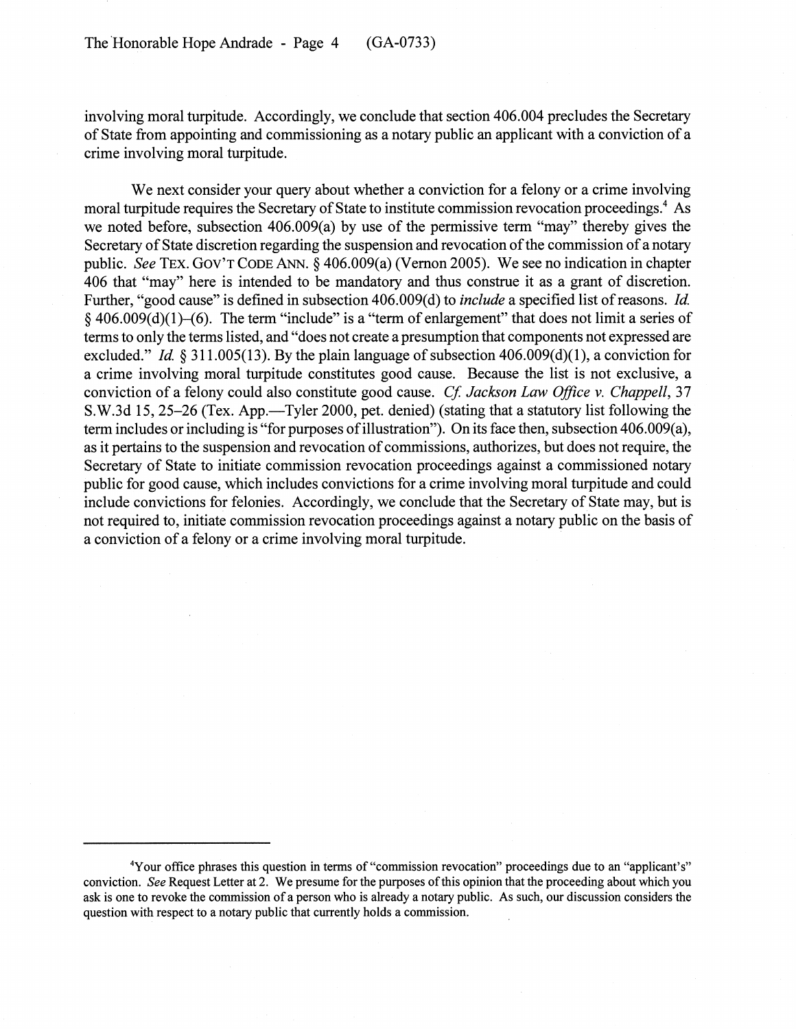involving moral turpitude. Accordingly, we conclude that section 406.004 precludes the Secretary of State from appointing and commissioning as a notary public an applicant with a conviction of a crime involving moral turpitude.

We next consider your query about whether a conviction for a felony or a crime involving moral turpitude requires the Secretary of State to institute commission revocation proceedings.[4] As we noted before, subsection 406.009(a) by use of the permissive term "may" thereby gives the Secretary of State discretion regarding the suspension and revocation of the commission of a notary public. *See* TEX. GOV'T CODE ANN. § 406.009(a) (Vernon 2005). We see no indication in chapter 406 that "may" here is intended to be mandatory and thus construe it as a grant of discretion. Further, "good cause" is defined in subsection 406.009(d) to *include* a specified list of reasons. *Id.* § 406.009(d)(1)–(6). The term "include" is a "term of enlargement" that does not limit a series of terms to only the terms listed, and "does not create a presumption that components not expressed are excluded." *Id.* § 311.005(13). By the plain language of subsection 406.009(d)(1), a conviction for a crime involving moral turpitude constitutes good cause. Because the list is not exclusive, a conviction of a felony could also constitute good cause. *Cf. Jackson Law Office v. Chappell*, 37 S.W.3d 15, 25–26 (Tex. App.—Tyler 2000, pet. denied) (stating that a statutory list following the term includes or including is "for purposes of illustration"). On its face then, subsection 406.009(a), as it pertains to the suspension and revocation of commissions, authorizes, but does not require, the Secretary of State to initiate commission revocation proceedings against a commissioned notary public for good cause, which includes convictions for a crime involving moral turpitude and could include convictions for felonies. Accordingly, we conclude that the Secretary of State may, but is not required to, initiate commission revocation proceedings against a notary public on the basis of a conviction of a felony or a crime involving moral turpitude.

---

[4]Your office phrases this question in terms of "commission revocation" proceedings due to an "applicant's" conviction. *See* Request Letter at 2. We presume for the purposes of this opinion that the proceeding about which you ask is one to revoke the commission of a person who is already a notary public. As such, our discussion considers the question with respect to a notary public that currently holds a commission.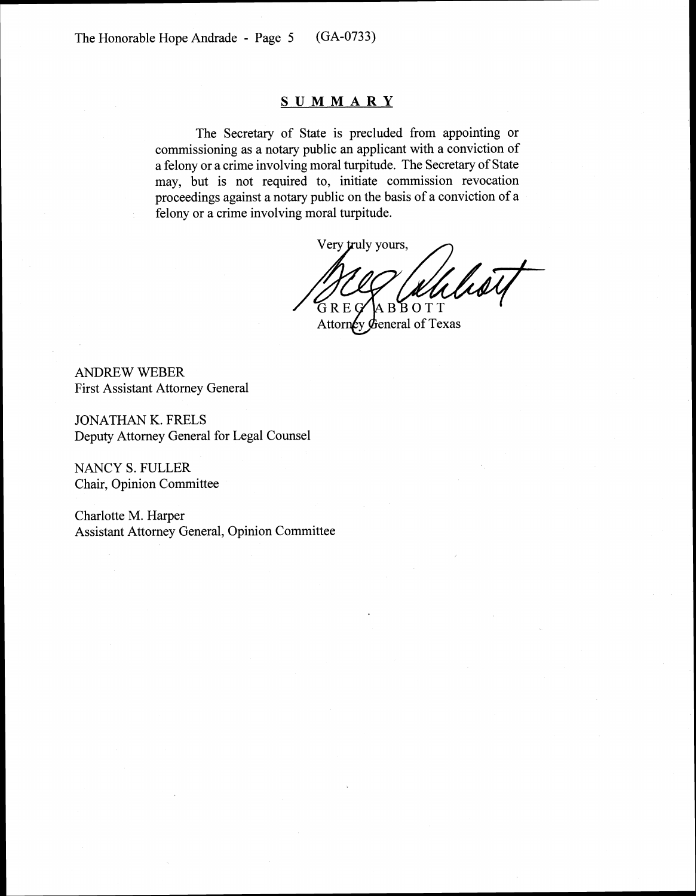## SUMMARY

The Secretary of State is precluded from appointing or commissioning as a notary public an applicant with a conviction of a felony or a crime involving moral turpitude. The Secretary of State may, but is not required to, initiate commission revocation proceedings against a notary public on the basis of a conviction of a felony or a crime involving moral turpitude.

Very truly yours,

GREG ABBOTT
Attorney General of Texas

ANDREW WEBER
First Assistant Attorney General

JONATHAN K. FRELS
Deputy Attorney General for Legal Counsel

NANCY S. FULLER
Chair, Opinion Committee

Charlotte M. Harper
Assistant Attorney General, Opinion Committee